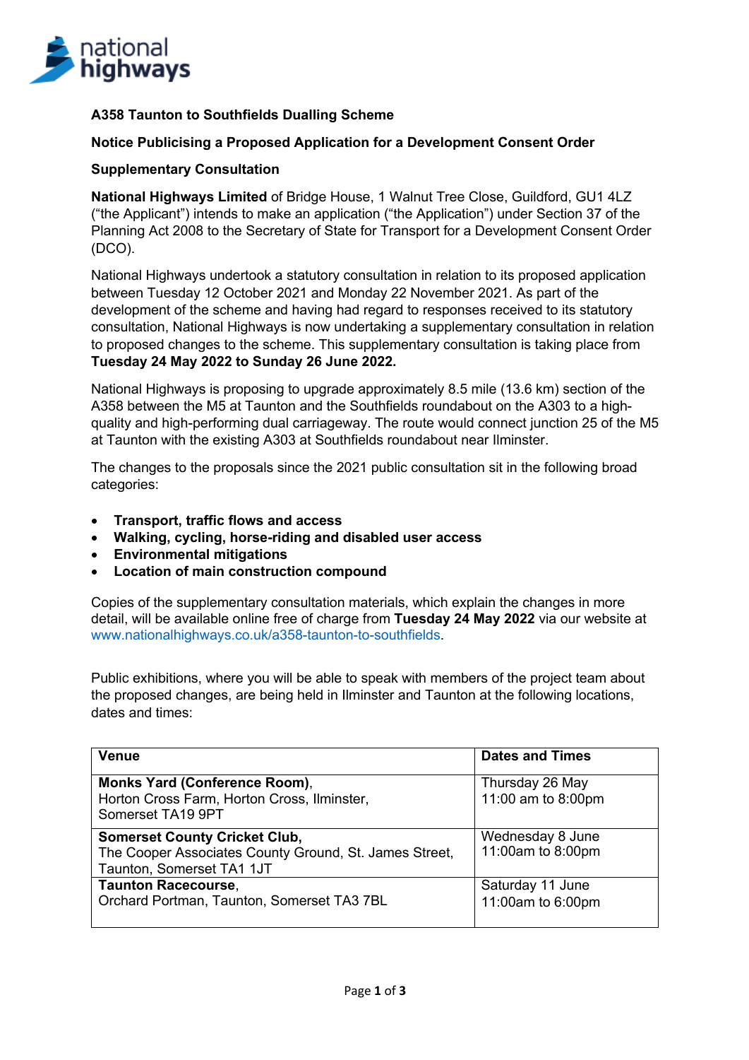**A358 Taunton to Southfields Dualling Scheme**

**Notice Publicising a Proposed Application for a Development Consent Order**

**Supplementary Consultation**

**National Highways Limited** of Bridge House, 1 Walnut Tree Close, Guildford, GU1 4LZ ("the Applicant") intends to make an application ("the Application") under Section 37 of the Planning Act 2008 to the Secretary of State for Transport for a Development Consent Order (DCO).

National Highways undertook a statutory consultation in relation to its proposed application between Tuesday 12 October 2021 and Monday 22 November 2021. As part of the development of the scheme and having had regard to responses received to its statutory consultation, National Highways is now undertaking a supplementary consultation in relation to proposed changes to the scheme. This supplementary consultation is taking place from **Tuesday 24 May 2022 to Sunday 26 June 2022.**

National Highways is proposing to upgrade approximately 8.5 mile (13.6 km) section of the A358 between the M5 at Taunton and the Southfields roundabout on the A303 to a high-quality and high-performing dual carriageway. The route would connect junction 25 of the M5 at Taunton with the existing A303 at Southfields roundabout near Ilminster.

The changes to the proposals since the 2021 public consultation sit in the following broad categories:

- **Transport, traffic flows and access**
- **Walking, cycling, horse-riding and disabled user access**
- **Environmental mitigations**
- **Location of main construction compound**

Copies of the supplementary consultation materials, which explain the changes in more detail, will be available online free of charge from **Tuesday 24 May 2022** via our website at www.nationalhighways.co.uk/a358-taunton-to-southfields.

Public exhibitions, where you will be able to speak with members of the project team about the proposed changes, are being held in Ilminster and Taunton at the following locations, dates and times:

| Venue | Dates and Times |
|---|---|
| **Monks Yard (Conference Room)**, Horton Cross Farm, Horton Cross, Ilminster, Somerset TA19 9PT | Thursday 26 May 11:00 am to 8:00pm |
| **Somerset County Cricket Club**, The Cooper Associates County Ground, St. James Street, Taunton, Somerset TA1 1JT | Wednesday 8 June 11:00am to 8:00pm |
| **Taunton Racecourse**, Orchard Portman, Taunton, Somerset TA3 7BL | Saturday 11 June 11:00am to 6:00pm |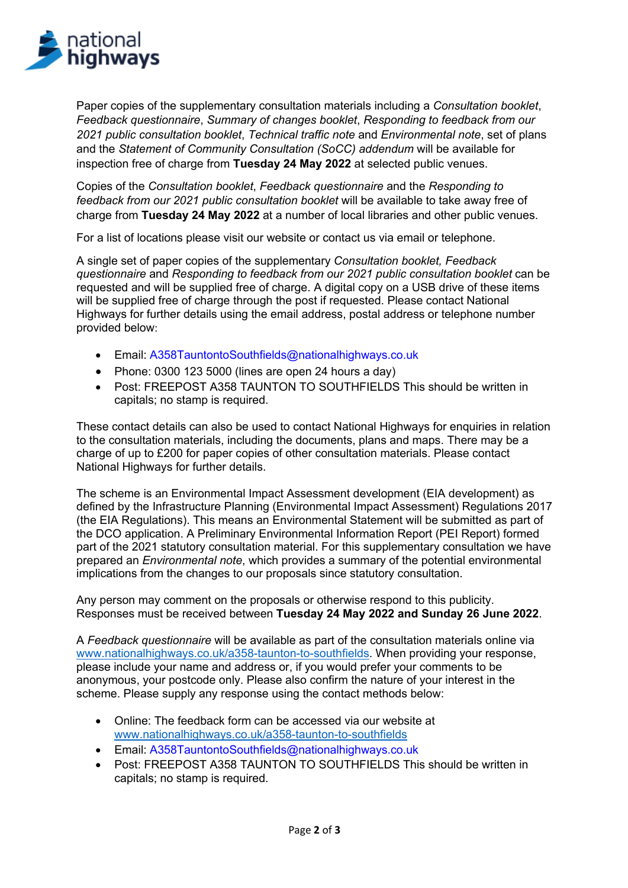Paper copies of the supplementary consultation materials including a *Consultation booklet*, *Feedback questionnaire*, *Summary of changes booklet*, *Responding to feedback from our 2021 public consultation booklet*, *Technical traffic note* and *Environmental note*, set of plans and the *Statement of Community Consultation (SoCC) addendum* will be available for inspection free of charge from **Tuesday 24 May 2022** at selected public venues.

Copies of the *Consultation booklet*, *Feedback questionnaire* and the *Responding to feedback from our 2021 public consultation booklet* will be available to take away free of charge from **Tuesday 24 May 2022** at a number of local libraries and other public venues.

For a list of locations please visit our website or contact us via email or telephone.

A single set of paper copies of the supplementary *Consultation booklet, Feedback questionnaire* and *Responding to feedback from our 2021 public consultation booklet* can be requested and will be supplied free of charge. A digital copy on a USB drive of these items will be supplied free of charge through the post if requested. Please contact National Highways for further details using the email address, postal address or telephone number provided below:

- Email: A358TauntontoSouthfields@nationalhighways.co.uk
- Phone: 0300 123 5000 (lines are open 24 hours a day)
- Post: FREEPOST A358 TAUNTON TO SOUTHFIELDS This should be written in capitals; no stamp is required.

These contact details can also be used to contact National Highways for enquiries in relation to the consultation materials, including the documents, plans and maps. There may be a charge of up to £200 for paper copies of other consultation materials. Please contact National Highways for further details.

The scheme is an Environmental Impact Assessment development (EIA development) as defined by the Infrastructure Planning (Environmental Impact Assessment) Regulations 2017 (the EIA Regulations). This means an Environmental Statement will be submitted as part of the DCO application. A Preliminary Environmental Information Report (PEI Report) formed part of the 2021 statutory consultation material. For this supplementary consultation we have prepared an *Environmental note*, which provides a summary of the potential environmental implications from the changes to our proposals since statutory consultation.

Any person may comment on the proposals or otherwise respond to this publicity. Responses must be received between **Tuesday 24 May 2022 and Sunday 26 June 2022**.

A *Feedback questionnaire* will be available as part of the consultation materials online via www.nationalhighways.co.uk/a358-taunton-to-southfields. When providing your response, please include your name and address or, if you would prefer your comments to be anonymous, your postcode only. Please also confirm the nature of your interest in the scheme. Please supply any response using the contact methods below:

- Online: The feedback form can be accessed via our website at www.nationalhighways.co.uk/a358-taunton-to-southfields
- Email: A358TauntontoSouthfields@nationalhighways.co.uk
- Post: FREEPOST A358 TAUNTON TO SOUTHFIELDS This should be written in capitals; no stamp is required.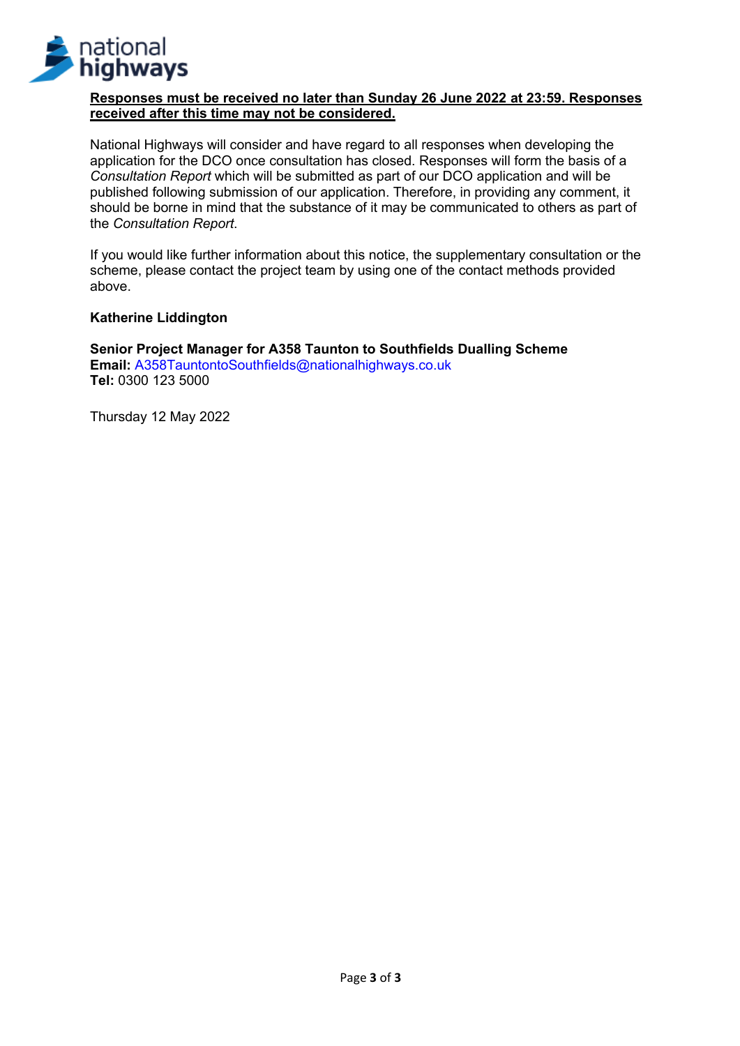**Responses must be received no later than Sunday 26 June 2022 at 23:59. Responses received after this time may not be considered.**

National Highways will consider and have regard to all responses when developing the application for the DCO once consultation has closed. Responses will form the basis of a *Consultation Report* which will be submitted as part of our DCO application and will be published following submission of our application. Therefore, in providing any comment, it should be borne in mind that the substance of it may be communicated to others as part of the *Consultation Report*.

If you would like further information about this notice, the supplementary consultation or the scheme, please contact the project team by using one of the contact methods provided above.

**Katherine Liddington**

**Senior Project Manager for A358 Taunton to Southfields Dualling Scheme**
**Email:** A358TauntontoSouthfields@nationalhighways.co.uk
**Tel:** 0300 123 5000

Thursday 12 May 2022